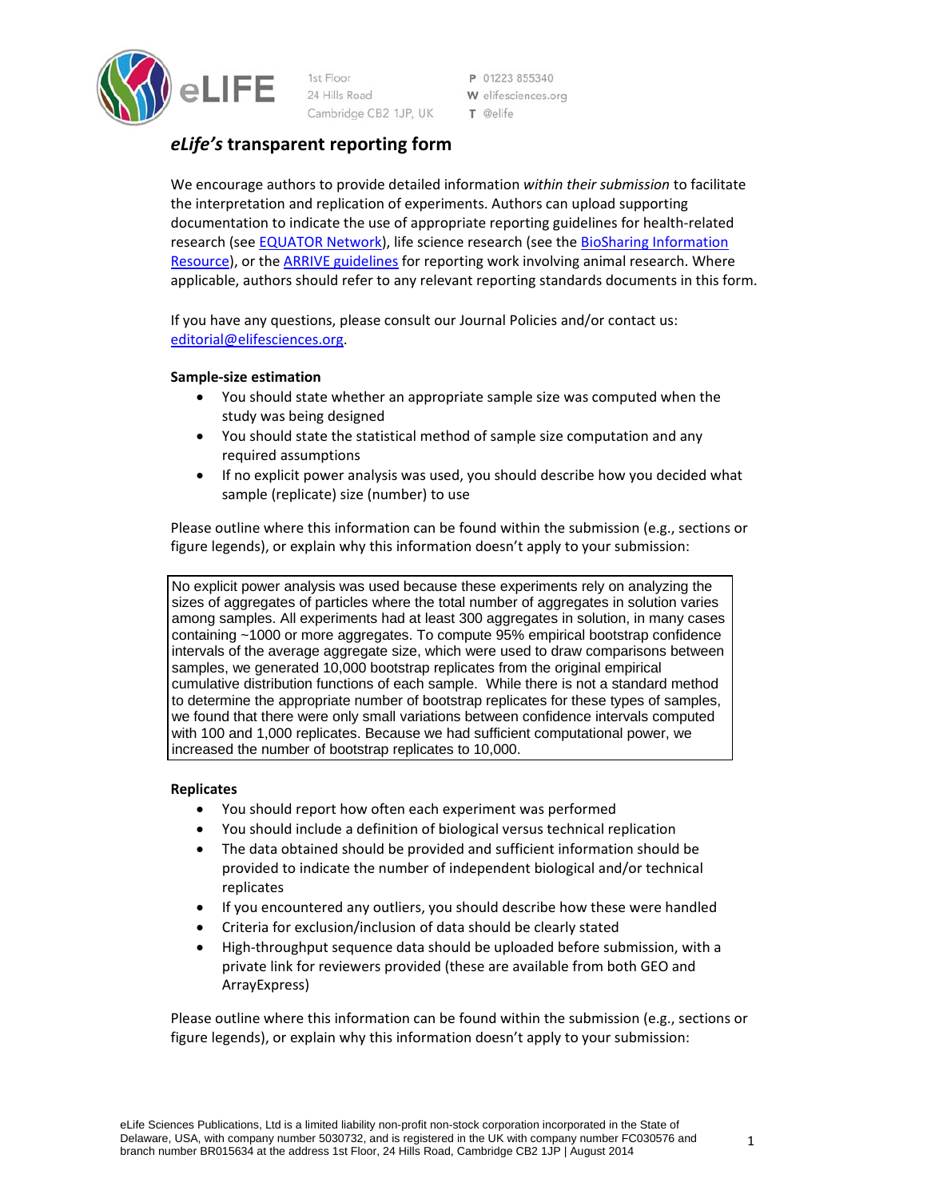# *eLife's* transparent reporting form

We encourage authors to provide detailed information *within their submission* to facilitate the interpretation and replication of experiments. Authors can upload supporting documentation to indicate the use of appropriate reporting guidelines for health-related research (see EQUATOR Network), life science research (see the BioSharing Information Resource), or the ARRIVE guidelines for reporting work involving animal research. Where applicable, authors should refer to any relevant reporting standards documents in this form.

If you have any questions, please consult our Journal Policies and/or contact us: editorial@elifesciences.org.

**Sample-size estimation**

- You should state whether an appropriate sample size was computed when the study was being designed
- You should state the statistical method of sample size computation and any required assumptions
- If no explicit power analysis was used, you should describe how you decided what sample (replicate) size (number) to use

Please outline where this information can be found within the submission (e.g., sections or figure legends), or explain why this information doesn't apply to your submission:

No explicit power analysis was used because these experiments rely on analyzing the sizes of aggregates of particles where the total number of aggregates in solution varies among samples. All experiments had at least 300 aggregates in solution, in many cases containing ~1000 or more aggregates. To compute 95% empirical bootstrap confidence intervals of the average aggregate size, which were used to draw comparisons between samples, we generated 10,000 bootstrap replicates from the original empirical cumulative distribution functions of each sample. While there is not a standard method to determine the appropriate number of bootstrap replicates for these types of samples, we found that there were only small variations between confidence intervals computed with 100 and 1,000 replicates. Because we had sufficient computational power, we increased the number of bootstrap replicates to 10,000.

**Replicates**

- You should report how often each experiment was performed
- You should include a definition of biological versus technical replication
- The data obtained should be provided and sufficient information should be provided to indicate the number of independent biological and/or technical replicates
- If you encountered any outliers, you should describe how these were handled
- Criteria for exclusion/inclusion of data should be clearly stated
- High-throughput sequence data should be uploaded before submission, with a private link for reviewers provided (these are available from both GEO and ArrayExpress)

Please outline where this information can be found within the submission (e.g., sections or figure legends), or explain why this information doesn't apply to your submission: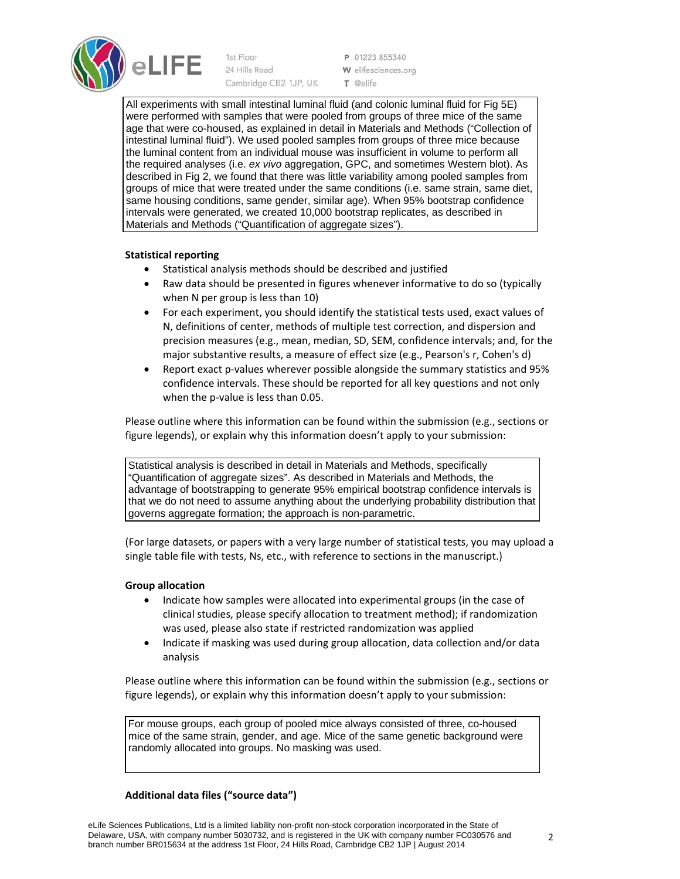All experiments with small intestinal luminal fluid (and colonic luminal fluid for Fig 5E) were performed with samples that were pooled from groups of three mice of the same age that were co-housed, as explained in detail in Materials and Methods ("Collection of intestinal luminal fluid"). We used pooled samples from groups of three mice because the luminal content from an individual mouse was insufficient in volume to perform all the required analyses (i.e. *ex vivo* aggregation, GPC, and sometimes Western blot). As described in Fig 2, we found that there was little variability among pooled samples from groups of mice that were treated under the same conditions (i.e. same strain, same diet, same housing conditions, same gender, similar age). When 95% bootstrap confidence intervals were generated, we created 10,000 bootstrap replicates, as described in Materials and Methods ("Quantification of aggregate sizes").

**Statistical reporting**

- Statistical analysis methods should be described and justified
- Raw data should be presented in figures whenever informative to do so (typically when N per group is less than 10)
- For each experiment, you should identify the statistical tests used, exact values of N, definitions of center, methods of multiple test correction, and dispersion and precision measures (e.g., mean, median, SD, SEM, confidence intervals; and, for the major substantive results, a measure of effect size (e.g., Pearson's r, Cohen's d)
- Report exact p-values wherever possible alongside the summary statistics and 95% confidence intervals. These should be reported for all key questions and not only when the p-value is less than 0.05.

Please outline where this information can be found within the submission (e.g., sections or figure legends), or explain why this information doesn't apply to your submission:

Statistical analysis is described in detail in Materials and Methods, specifically "Quantification of aggregate sizes". As described in Materials and Methods, the advantage of bootstrapping to generate 95% empirical bootstrap confidence intervals is that we do not need to assume anything about the underlying probability distribution that governs aggregate formation; the approach is non-parametric.

(For large datasets, or papers with a very large number of statistical tests, you may upload a single table file with tests, Ns, etc., with reference to sections in the manuscript.)

**Group allocation**

- Indicate how samples were allocated into experimental groups (in the case of clinical studies, please specify allocation to treatment method); if randomization was used, please also state if restricted randomization was applied
- Indicate if masking was used during group allocation, data collection and/or data analysis

Please outline where this information can be found within the submission (e.g., sections or figure legends), or explain why this information doesn't apply to your submission:

For mouse groups, each group of pooled mice always consisted of three, co-housed mice of the same strain, gender, and age. Mice of the same genetic background were randomly allocated into groups. No masking was used.

**Additional data files ("source data")**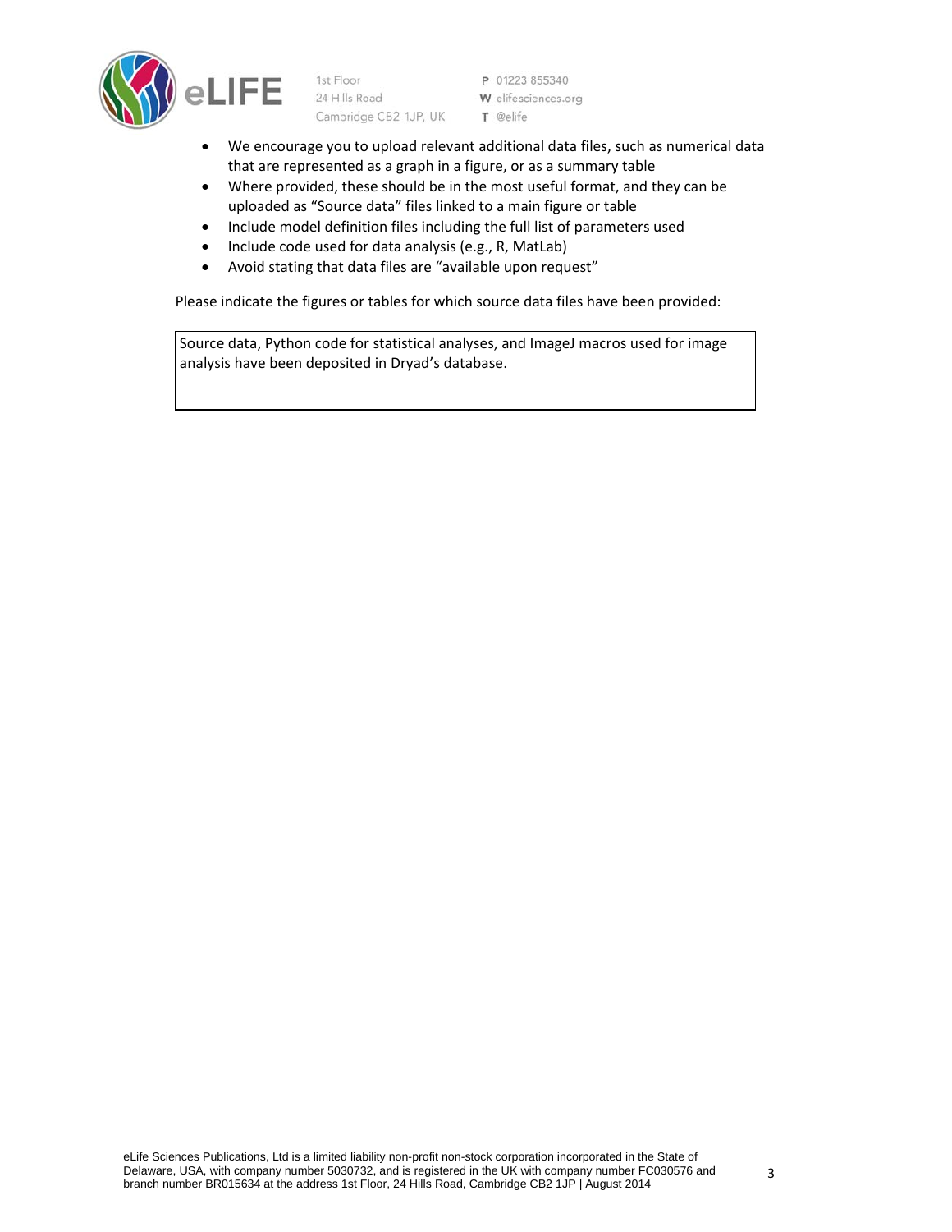- We encourage you to upload relevant additional data files, such as numerical data that are represented as a graph in a figure, or as a summary table
- Where provided, these should be in the most useful format, and they can be uploaded as "Source data" files linked to a main figure or table
- Include model definition files including the full list of parameters used
- Include code used for data analysis (e.g., R, MatLab)
- Avoid stating that data files are "available upon request"

Please indicate the figures or tables for which source data files have been provided:

Source data, Python code for statistical analyses, and ImageJ macros used for image analysis have been deposited in Dryad's database.